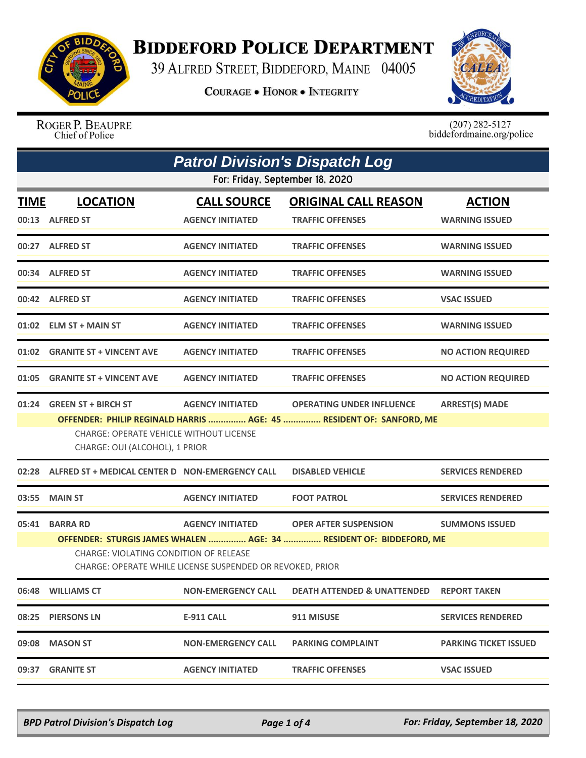# Biddeford Police Department

39 Alfred Street, Biddeford, Maine 04005

**Courage • Honor • Integrity**

Roger P. Beaupre
Chief of Police

(207) 282-5127
biddefordmaine.org/police

## Patrol Division's Dispatch Log

For: Friday, September 18, 2020

| TIME | LOCATION | CALL SOURCE | ORIGINAL CALL REASON | ACTION |
|---|---|---|---|---|
| 00:13 | ALFRED ST | AGENCY INITIATED | TRAFFIC OFFENSES | WARNING ISSUED |
| 00:27 | ALFRED ST | AGENCY INITIATED | TRAFFIC OFFENSES | WARNING ISSUED |
| 00:34 | ALFRED ST | AGENCY INITIATED | TRAFFIC OFFENSES | WARNING ISSUED |
| 00:42 | ALFRED ST | AGENCY INITIATED | TRAFFIC OFFENSES | VSAC ISSUED |
| 01:02 | ELM ST + MAIN ST | AGENCY INITIATED | TRAFFIC OFFENSES | WARNING ISSUED |
| 01:02 | GRANITE ST + VINCENT AVE | AGENCY INITIATED | TRAFFIC OFFENSES | NO ACTION REQUIRED |
| 01:05 | GRANITE ST + VINCENT AVE | AGENCY INITIATED | TRAFFIC OFFENSES | NO ACTION REQUIRED |
| 01:24 | GREEN ST + BIRCH ST | AGENCY INITIATED | OPERATING UNDER INFLUENCE | ARREST(S) MADE |
| | **OFFENDER: PHILIP REGINALD HARRIS ............... AGE: 45 ............... RESIDENT OF: SANFORD, ME**<br>CHARGE: OPERATE VEHICLE WITHOUT LICENSE<br>CHARGE: OUI (ALCOHOL), 1 PRIOR | | | |
| 02:28 | ALFRED ST + MEDICAL CENTER D | NON-EMERGENCY CALL | DISABLED VEHICLE | SERVICES RENDERED |
| 03:55 | MAIN ST | AGENCY INITIATED | FOOT PATROL | SERVICES RENDERED |
| 05:41 | BARRA RD | AGENCY INITIATED | OPER AFTER SUSPENSION | SUMMONS ISSUED |
| | **OFFENDER: STURGIS JAMES WHALEN ............... AGE: 34 ............... RESIDENT OF: BIDDEFORD, ME**<br>CHARGE: VIOLATING CONDITION OF RELEASE<br>CHARGE: OPERATE WHILE LICENSE SUSPENDED OR REVOKED, PRIOR | | | |
| 06:48 | WILLIAMS CT | NON-EMERGENCY CALL | DEATH ATTENDED & UNATTENDED | REPORT TAKEN |
| 08:25 | PIERSONS LN | E-911 CALL | 911 MISUSE | SERVICES RENDERED |
| 09:08 | MASON ST | NON-EMERGENCY CALL | PARKING COMPLAINT | PARKING TICKET ISSUED |
| 09:37 | GRANITE ST | AGENCY INITIATED | TRAFFIC OFFENSES | VSAC ISSUED |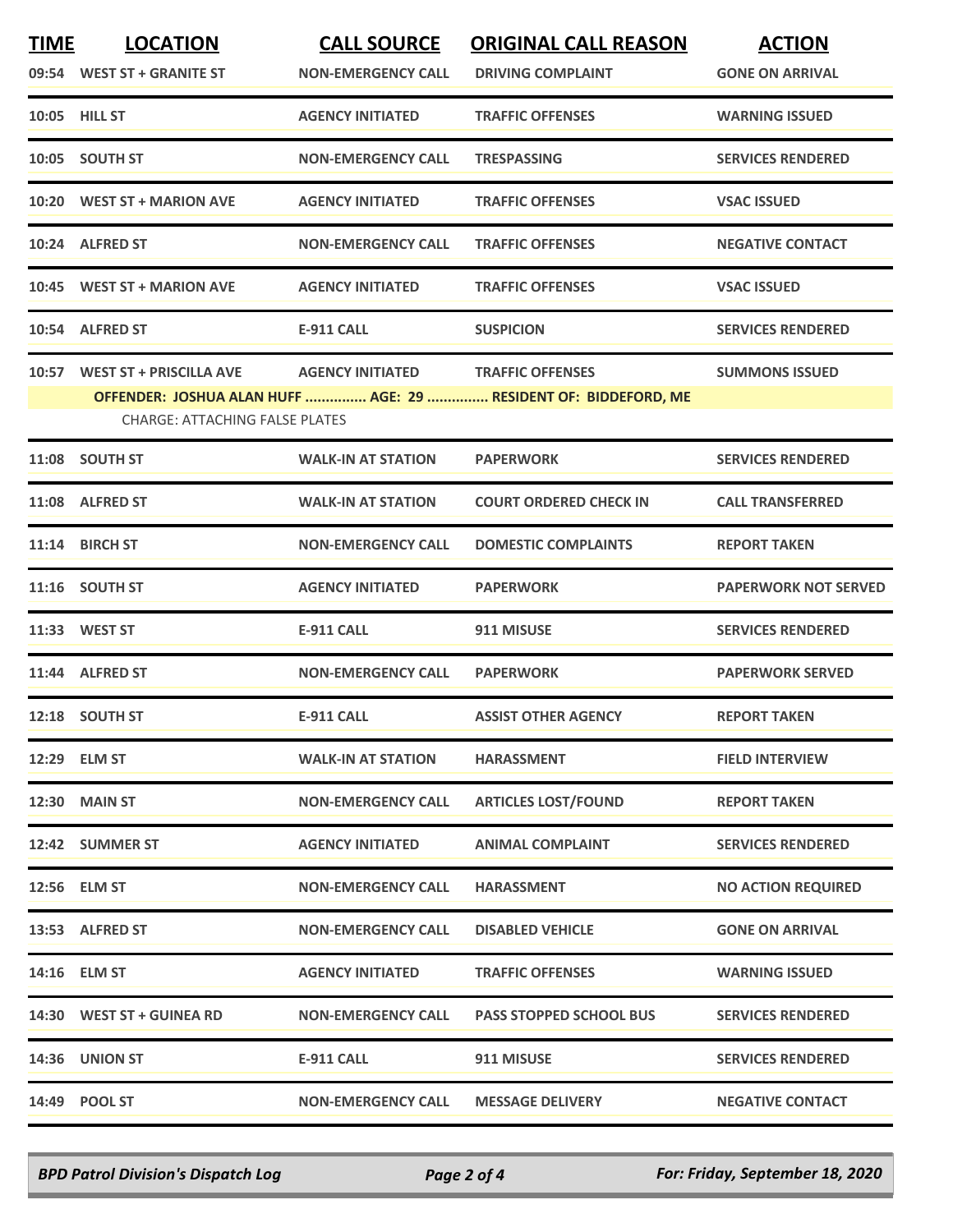| TIME | LOCATION | CALL SOURCE | ORIGINAL CALL REASON | ACTION |
|---|---|---|---|---|
| 09:54 | WEST ST + GRANITE ST | NON-EMERGENCY CALL | DRIVING COMPLAINT | GONE ON ARRIVAL |
| 10:05 | HILL ST | AGENCY INITIATED | TRAFFIC OFFENSES | WARNING ISSUED |
| 10:05 | SOUTH ST | NON-EMERGENCY CALL | TRESPASSING | SERVICES RENDERED |
| 10:20 | WEST ST + MARION AVE | AGENCY INITIATED | TRAFFIC OFFENSES | VSAC ISSUED |
| 10:24 | ALFRED ST | NON-EMERGENCY CALL | TRAFFIC OFFENSES | NEGATIVE CONTACT |
| 10:45 | WEST ST + MARION AVE | AGENCY INITIATED | TRAFFIC OFFENSES | VSAC ISSUED |
| 10:54 | ALFRED ST | E-911 CALL | SUSPICION | SERVICES RENDERED |
| 10:57 | WEST ST + PRISCILLA AVE | AGENCY INITIATED | TRAFFIC OFFENSES | SUMMONS ISSUED |
| | OFFENDER: JOSHUA ALAN HUFF ............... AGE: 29 ............... RESIDENT OF: BIDDEFORD, ME | | | |
| | CHARGE: ATTACHING FALSE PLATES | | | |
| 11:08 | SOUTH ST | WALK-IN AT STATION | PAPERWORK | SERVICES RENDERED |
| 11:08 | ALFRED ST | WALK-IN AT STATION | COURT ORDERED CHECK IN | CALL TRANSFERRED |
| 11:14 | BIRCH ST | NON-EMERGENCY CALL | DOMESTIC COMPLAINTS | REPORT TAKEN |
| 11:16 | SOUTH ST | AGENCY INITIATED | PAPERWORK | PAPERWORK NOT SERVED |
| 11:33 | WEST ST | E-911 CALL | 911 MISUSE | SERVICES RENDERED |
| 11:44 | ALFRED ST | NON-EMERGENCY CALL | PAPERWORK | PAPERWORK SERVED |
| 12:18 | SOUTH ST | E-911 CALL | ASSIST OTHER AGENCY | REPORT TAKEN |
| 12:29 | ELM ST | WALK-IN AT STATION | HARASSMENT | FIELD INTERVIEW |
| 12:30 | MAIN ST | NON-EMERGENCY CALL | ARTICLES LOST/FOUND | REPORT TAKEN |
| 12:42 | SUMMER ST | AGENCY INITIATED | ANIMAL COMPLAINT | SERVICES RENDERED |
| 12:56 | ELM ST | NON-EMERGENCY CALL | HARASSMENT | NO ACTION REQUIRED |
| 13:53 | ALFRED ST | NON-EMERGENCY CALL | DISABLED VEHICLE | GONE ON ARRIVAL |
| 14:16 | ELM ST | AGENCY INITIATED | TRAFFIC OFFENSES | WARNING ISSUED |
| 14:30 | WEST ST + GUINEA RD | NON-EMERGENCY CALL | PASS STOPPED SCHOOL BUS | SERVICES RENDERED |
| 14:36 | UNION ST | E-911 CALL | 911 MISUSE | SERVICES RENDERED |
| 14:49 | POOL ST | NON-EMERGENCY CALL | MESSAGE DELIVERY | NEGATIVE CONTACT |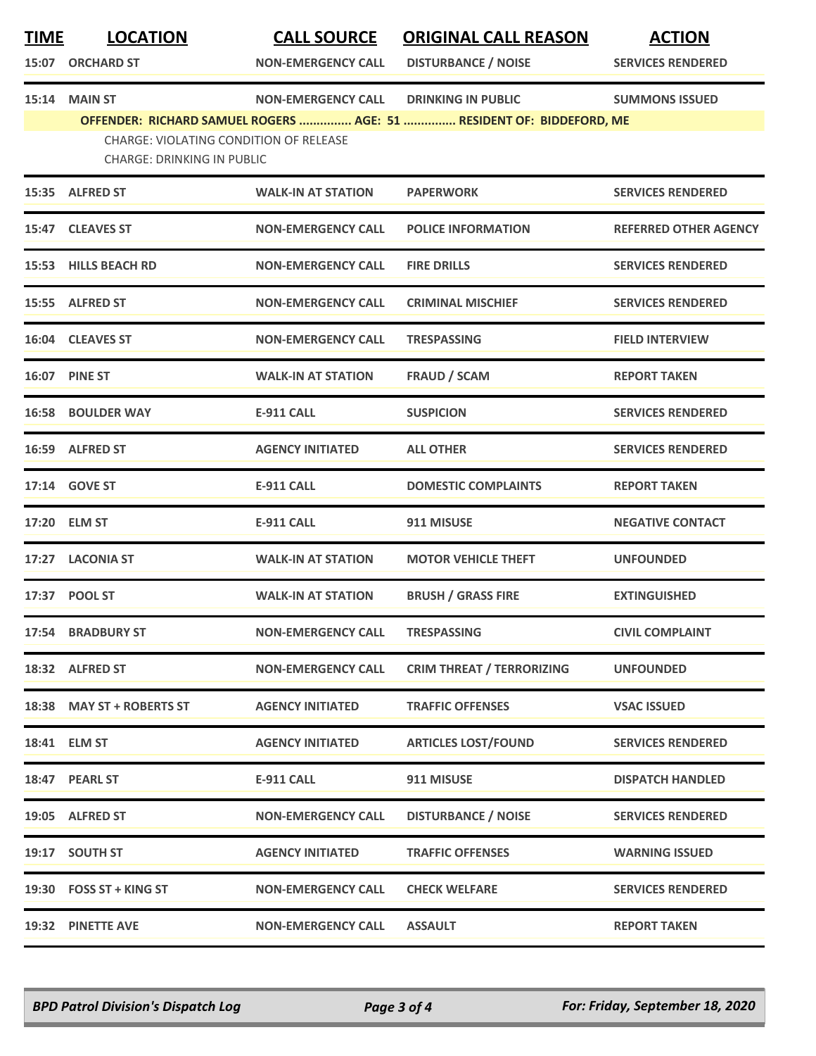| TIME | LOCATION | CALL SOURCE | ORIGINAL CALL REASON | ACTION |
|---|---|---|---|---|
| 15:07 | ORCHARD ST | NON-EMERGENCY CALL | DISTURBANCE / NOISE | SERVICES RENDERED |
| 15:14 | MAIN ST | NON-EMERGENCY CALL | DRINKING IN PUBLIC | SUMMONS ISSUED |
| | OFFENDER: RICHARD SAMUEL ROGERS ............... AGE: 51 ............... RESIDENT OF: BIDDEFORD, ME | | | |
| | CHARGE: VIOLATING CONDITION OF RELEASE | | | |
| | CHARGE: DRINKING IN PUBLIC | | | |
| 15:35 | ALFRED ST | WALK-IN AT STATION | PAPERWORK | SERVICES RENDERED |
| 15:47 | CLEAVES ST | NON-EMERGENCY CALL | POLICE INFORMATION | REFERRED OTHER AGENCY |
| 15:53 | HILLS BEACH RD | NON-EMERGENCY CALL | FIRE DRILLS | SERVICES RENDERED |
| 15:55 | ALFRED ST | NON-EMERGENCY CALL | CRIMINAL MISCHIEF | SERVICES RENDERED |
| 16:04 | CLEAVES ST | NON-EMERGENCY CALL | TRESPASSING | FIELD INTERVIEW |
| 16:07 | PINE ST | WALK-IN AT STATION | FRAUD / SCAM | REPORT TAKEN |
| 16:58 | BOULDER WAY | E-911 CALL | SUSPICION | SERVICES RENDERED |
| 16:59 | ALFRED ST | AGENCY INITIATED | ALL OTHER | SERVICES RENDERED |
| 17:14 | GOVE ST | E-911 CALL | DOMESTIC COMPLAINTS | REPORT TAKEN |
| 17:20 | ELM ST | E-911 CALL | 911 MISUSE | NEGATIVE CONTACT |
| 17:27 | LACONIA ST | WALK-IN AT STATION | MOTOR VEHICLE THEFT | UNFOUNDED |
| 17:37 | POOL ST | WALK-IN AT STATION | BRUSH / GRASS FIRE | EXTINGUISHED |
| 17:54 | BRADBURY ST | NON-EMERGENCY CALL | TRESPASSING | CIVIL COMPLAINT |
| 18:32 | ALFRED ST | NON-EMERGENCY CALL | CRIM THREAT / TERRORIZING | UNFOUNDED |
| 18:38 | MAY ST + ROBERTS ST | AGENCY INITIATED | TRAFFIC OFFENSES | VSAC ISSUED |
| 18:41 | ELM ST | AGENCY INITIATED | ARTICLES LOST/FOUND | SERVICES RENDERED |
| 18:47 | PEARL ST | E-911 CALL | 911 MISUSE | DISPATCH HANDLED |
| 19:05 | ALFRED ST | NON-EMERGENCY CALL | DISTURBANCE / NOISE | SERVICES RENDERED |
| 19:17 | SOUTH ST | AGENCY INITIATED | TRAFFIC OFFENSES | WARNING ISSUED |
| 19:30 | FOSS ST + KING ST | NON-EMERGENCY CALL | CHECK WELFARE | SERVICES RENDERED |
| 19:32 | PINETTE AVE | NON-EMERGENCY CALL | ASSAULT | REPORT TAKEN |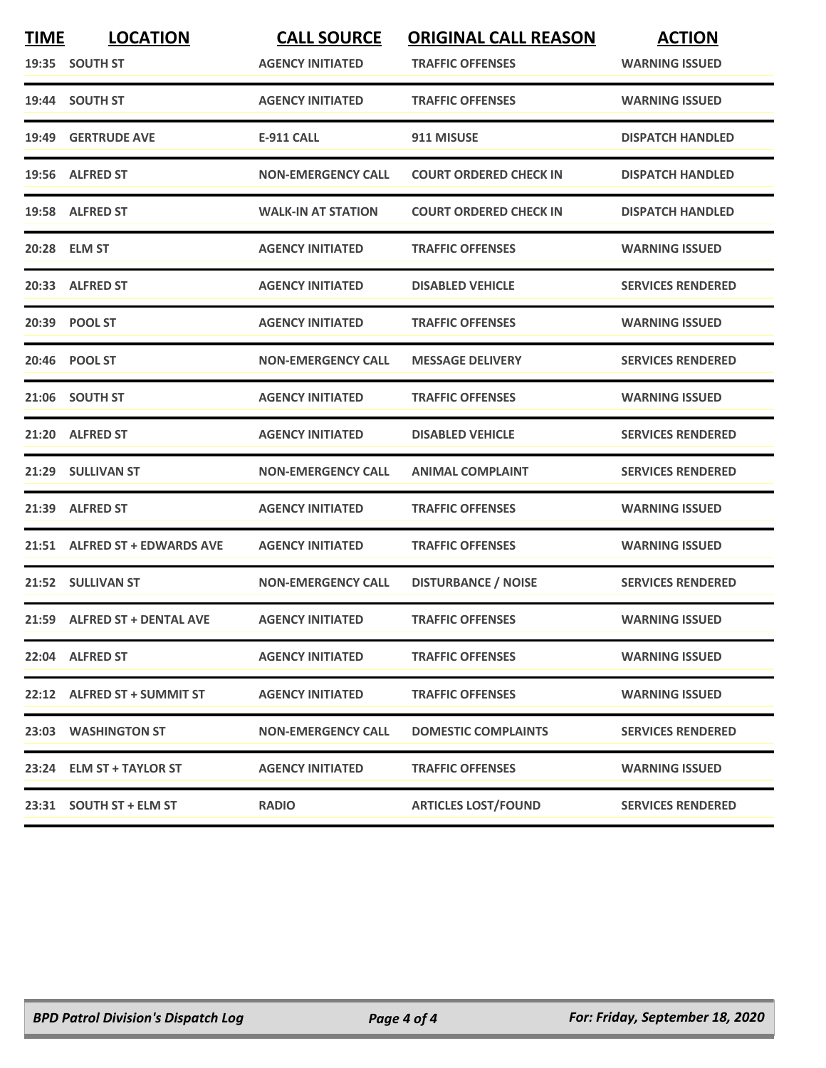| TIME | LOCATION | CALL SOURCE | ORIGINAL CALL REASON | ACTION |
|---|---|---|---|---|
| 19:35 | SOUTH ST | AGENCY INITIATED | TRAFFIC OFFENSES | WARNING ISSUED |
| 19:44 | SOUTH ST | AGENCY INITIATED | TRAFFIC OFFENSES | WARNING ISSUED |
| 19:49 | GERTRUDE AVE | E-911 CALL | 911 MISUSE | DISPATCH HANDLED |
| 19:56 | ALFRED ST | NON-EMERGENCY CALL | COURT ORDERED CHECK IN | DISPATCH HANDLED |
| 19:58 | ALFRED ST | WALK-IN AT STATION | COURT ORDERED CHECK IN | DISPATCH HANDLED |
| 20:28 | ELM ST | AGENCY INITIATED | TRAFFIC OFFENSES | WARNING ISSUED |
| 20:33 | ALFRED ST | AGENCY INITIATED | DISABLED VEHICLE | SERVICES RENDERED |
| 20:39 | POOL ST | AGENCY INITIATED | TRAFFIC OFFENSES | WARNING ISSUED |
| 20:46 | POOL ST | NON-EMERGENCY CALL | MESSAGE DELIVERY | SERVICES RENDERED |
| 21:06 | SOUTH ST | AGENCY INITIATED | TRAFFIC OFFENSES | WARNING ISSUED |
| 21:20 | ALFRED ST | AGENCY INITIATED | DISABLED VEHICLE | SERVICES RENDERED |
| 21:29 | SULLIVAN ST | NON-EMERGENCY CALL | ANIMAL COMPLAINT | SERVICES RENDERED |
| 21:39 | ALFRED ST | AGENCY INITIATED | TRAFFIC OFFENSES | WARNING ISSUED |
| 21:51 | ALFRED ST + EDWARDS AVE | AGENCY INITIATED | TRAFFIC OFFENSES | WARNING ISSUED |
| 21:52 | SULLIVAN ST | NON-EMERGENCY CALL | DISTURBANCE / NOISE | SERVICES RENDERED |
| 21:59 | ALFRED ST + DENTAL AVE | AGENCY INITIATED | TRAFFIC OFFENSES | WARNING ISSUED |
| 22:04 | ALFRED ST | AGENCY INITIATED | TRAFFIC OFFENSES | WARNING ISSUED |
| 22:12 | ALFRED ST + SUMMIT ST | AGENCY INITIATED | TRAFFIC OFFENSES | WARNING ISSUED |
| 23:03 | WASHINGTON ST | NON-EMERGENCY CALL | DOMESTIC COMPLAINTS | SERVICES RENDERED |
| 23:24 | ELM ST + TAYLOR ST | AGENCY INITIATED | TRAFFIC OFFENSES | WARNING ISSUED |
| 23:31 | SOUTH ST + ELM ST | RADIO | ARTICLES LOST/FOUND | SERVICES RENDERED |